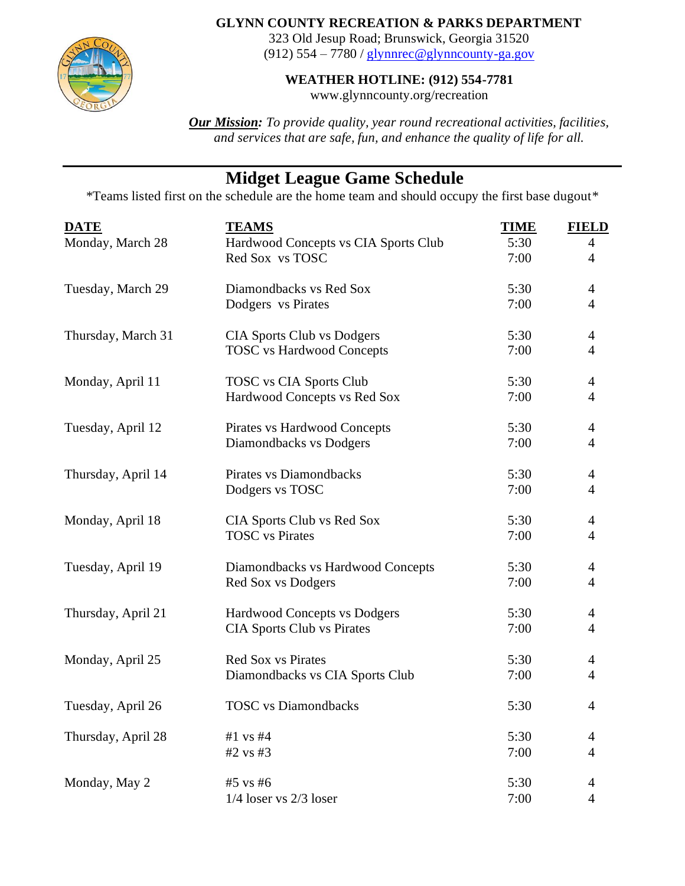**GLYNN COUNTY RECREATION & PARKS DEPARTMENT**
323 Old Jesup Road; Brunswick, Georgia 31520
(912) 554 – 7780 / glynnrec@glynncounty-ga.gov

**WEATHER HOTLINE: (912) 554-7781**
www.glynncounty.org/recreation

***Our Mission:*** *To provide quality, year round recreational activities, facilities, and services that are safe, fun, and enhance the quality of life for all.*

---

# Midget League Game Schedule

*Teams listed first on the schedule are the home team and should occupy the first base dugout*

| DATE | TEAMS | TIME | FIELD |
|---|---|---|---|
| Monday, March 28 | Hardwood Concepts vs CIA Sports Club | 5:30 | 4 |
| | Red Sox vs TOSC | 7:00 | 4 |
| Tuesday, March 29 | Diamondbacks vs Red Sox | 5:30 | 4 |
| | Dodgers vs Pirates | 7:00 | 4 |
| Thursday, March 31 | CIA Sports Club vs Dodgers | 5:30 | 4 |
| | TOSC vs Hardwood Concepts | 7:00 | 4 |
| Monday, April 11 | TOSC vs CIA Sports Club | 5:30 | 4 |
| | Hardwood Concepts vs Red Sox | 7:00 | 4 |
| Tuesday, April 12 | Pirates vs Hardwood Concepts | 5:30 | 4 |
| | Diamondbacks vs Dodgers | 7:00 | 4 |
| Thursday, April 14 | Pirates vs Diamondbacks | 5:30 | 4 |
| | Dodgers vs TOSC | 7:00 | 4 |
| Monday, April 18 | CIA Sports Club vs Red Sox | 5:30 | 4 |
| | TOSC vs Pirates | 7:00 | 4 |
| Tuesday, April 19 | Diamondbacks vs Hardwood Concepts | 5:30 | 4 |
| | Red Sox vs Dodgers | 7:00 | 4 |
| Thursday, April 21 | Hardwood Concepts vs Dodgers | 5:30 | 4 |
| | CIA Sports Club vs Pirates | 7:00 | 4 |
| Monday, April 25 | Red Sox vs Pirates | 5:30 | 4 |
| | Diamondbacks vs CIA Sports Club | 7:00 | 4 |
| Tuesday, April 26 | TOSC vs Diamondbacks | 5:30 | 4 |
| Thursday, April 28 | #1 vs #4 | 5:30 | 4 |
| | #2 vs #3 | 7:00 | 4 |
| Monday, May 2 | #5 vs #6 | 5:30 | 4 |
| | 1/4 loser vs 2/3 loser | 7:00 | 4 |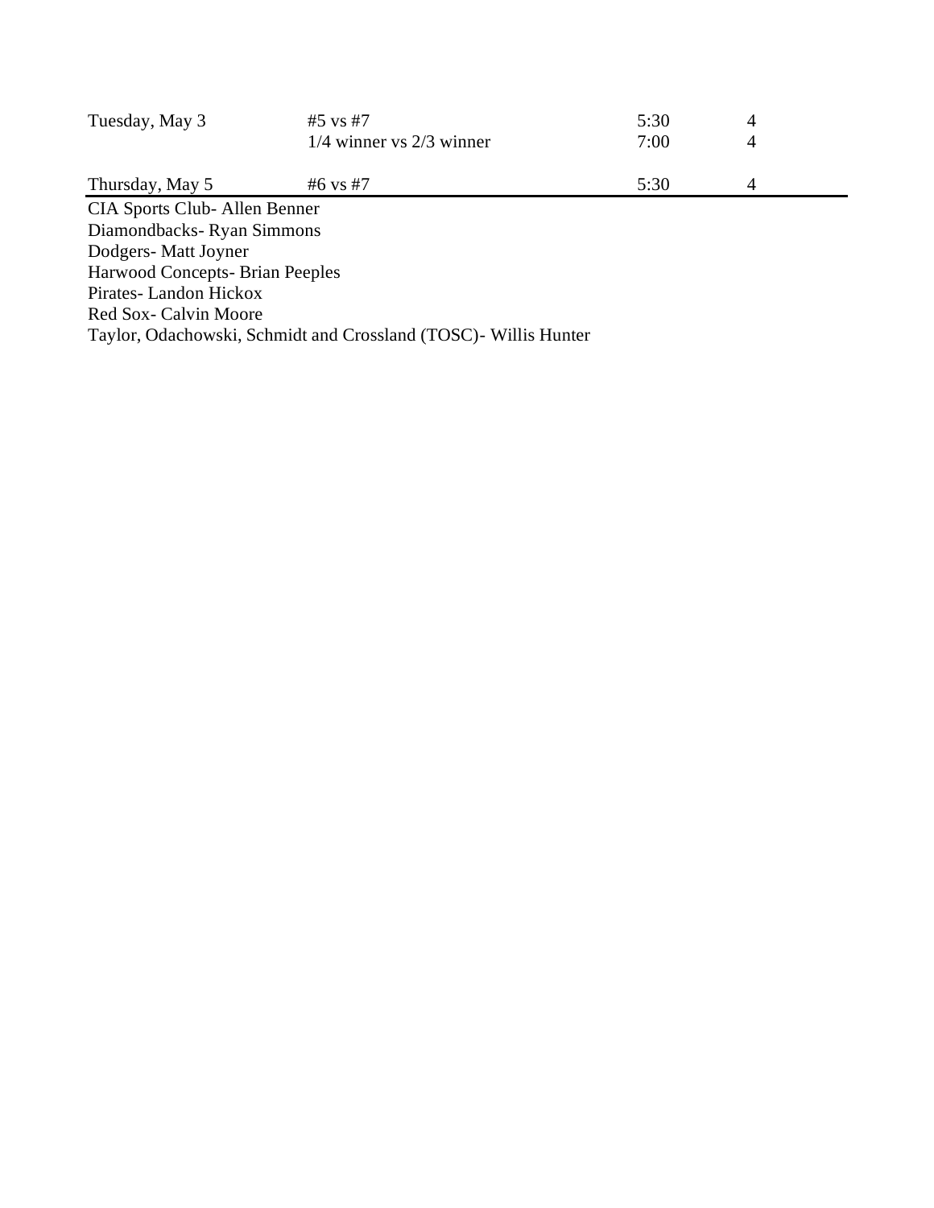| | | | |
|---|---|---|---|
| Tuesday, May 3 | #5 vs #7 | 5:30 | 4 |
| | 1/4 winner vs 2/3 winner | 7:00 | 4 |
| Thursday, May 5 | #6 vs #7 | 5:30 | 4 |

CIA Sports Club- Allen Benner
Diamondbacks- Ryan Simmons
Dodgers- Matt Joyner
Harwood Concepts- Brian Peeples
Pirates- Landon Hickox
Red Sox- Calvin Moore
Taylor, Odachowski, Schmidt and Crossland (TOSC)- Willis Hunter